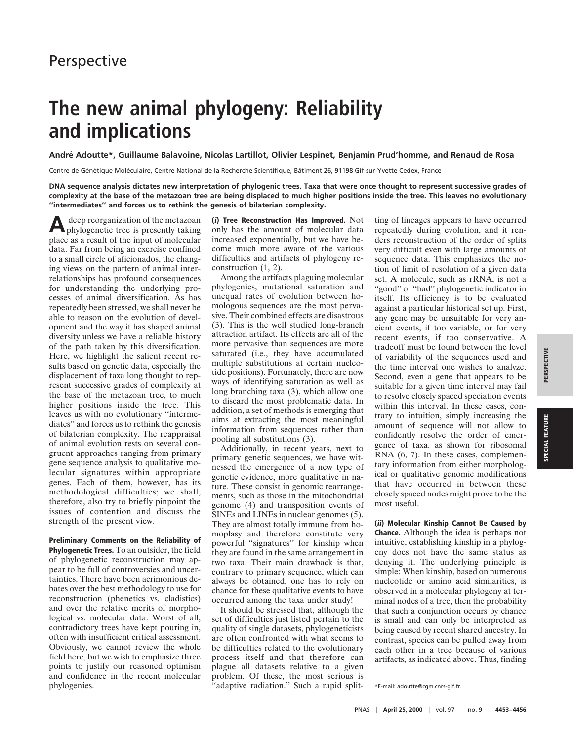Perspective

# The new animal phylogeny: Reliability and implications

**André Adoutte\*, Guillaume Balavoine, Nicolas Lartillot, Olivier Lespinet, Benjamin Prud'homme, and Renaud de Rosa**

Centre de Génétique Moléculaire, Centre National de la Recherche Scientifique, Bâtiment 26, 91198 Gif-sur-Yvette Cedex, France

**DNA sequence analysis dictates new interpretation of phylogenic trees. Taxa that were once thought to represent successive grades of complexity at the base of the metazoan tree are being displaced to much higher positions inside the tree. This leaves no evolutionary "intermediates" and forces us to rethink the genesis of bilaterian complexity.**

A deep reorganization of the metazoan phylogenetic tree is presently taking place as a result of the input of molecular data. Far from being an exercise confined to a small circle of aficionados, the changing views on the pattern of animal interrelationships has profound consequences for understanding the underlying processes of animal diversification. As has repeatedly been stressed, we shall never be able to reason on the evolution of development and the way it has shaped animal diversity unless we have a reliable history of the path taken by this diversification. Here, we highlight the salient recent results based on genetic data, especially the displacement of taxa long thought to represent successive grades of complexity at the base of the metazoan tree, to much higher positions inside the tree. This leaves us with no evolutionary "intermediates" and forces us to rethink the genesis of bilaterian complexity. The reappraisal of animal evolution rests on several congruent approaches ranging from primary gene sequence analysis to qualitative molecular signatures within appropriate genes. Each of them, however, has its methodological difficulties; we shall, therefore, also try to briefly pinpoint the issues of contention and discuss the strength of the present view.

**Preliminary Comments on the Reliability of Phylogenetic Trees.** To an outsider, the field of phylogenetic reconstruction may appear to be full of controversies and uncertainties. There have been acrimonious debates over the best methodology to use for reconstruction (phenetics vs. cladistics) and over the relative merits of morphological vs. molecular data. Worst of all, contradictory trees have kept pouring in, often with insufficient critical assessment. Obviously, we cannot review the whole field here, but we wish to emphasize three points to justify our reasoned optimism and confidence in the recent molecular phylogenies.

***(i)* Tree Reconstruction Has Improved.** Not only has the amount of molecular data increased exponentially, but we have become much more aware of the various difficulties and artifacts of phylogeny reconstruction (1, 2).

Among the artifacts plaguing molecular phylogenies, mutational saturation and unequal rates of evolution between homologous sequences are the most pervasive. Their combined effects are disastrous (3). This is the well studied long-branch attraction artifact. Its effects are all of the more pervasive than sequences are more saturated (i.e., they have accumulated multiple substitutions at certain nucleotide positions). Fortunately, there are now ways of identifying saturation as well as long branching taxa (3), which allow one to discard the most problematic data. In addition, a set of methods is emerging that aims at extracting the most meaningful information from sequences rather than pooling all substitutions (3).

Additionally, in recent years, next to primary genetic sequences, we have witnessed the emergence of a new type of genetic evidence, more qualitative in nature. These consist in genomic rearrangements, such as those in the mitochondrial genome (4) and transposition events of SINEs and LINEs in nuclear genomes (5). They are almost totally immune from homoplasy and therefore constitute very powerful "signatures" for kinship when they are found in the same arrangement in two taxa. Their main drawback is that, contrary to primary sequence, which can always be obtained, one has to rely on chance for these qualitative events to have occurred among the taxa under study!

It should be stressed that, although the set of difficulties just listed pertain to the quality of single datasets, phylogeneticists are often confronted with what seems to be difficulties related to the evolutionary process itself and that therefore can plague all datasets relative to a given problem. Of these, the most serious is "adaptive radiation." Such a rapid splitting of lineages appears to have occurred repeatedly during evolution, and it renders reconstruction of the order of splits very difficult even with large amounts of sequence data. This emphasizes the notion of limit of resolution of a given data set. A molecule, such as rRNA, is not a "good" or "bad" phylogenetic indicator in itself. Its efficiency is to be evaluated against a particular historical set up. First, any gene may be unsuitable for very ancient events, if too variable, or for very recent events, if too conservative. A tradeoff must be found between the level of variability of the sequences used and the time interval one wishes to analyze. Second, even a gene that appears to be suitable for a given time interval may fail to resolve closely spaced speciation events within this interval. In these cases, contrary to intuition, simply increasing the amount of sequence will not allow to confidently resolve the order of emergence of taxa. as shown for ribosomal RNA (6, 7). In these cases, complementary information from either morphological or qualitative genomic modifications that have occurred in between these closely spaced nodes might prove to be the most useful.

***(ii)* Molecular Kinship Cannot Be Caused by Chance.** Although the idea is perhaps not intuitive, establishing kinship in a phylogeny does not have the same status as denying it. The underlying principle is simple: When kinship, based on numerous nucleotide or amino acid similarities, is observed in a molecular phylogeny at terminal nodes of a tree, then the probability that such a conjunction occurs by chance is small and can only be interpreted as being caused by recent shared ancestry. In contrast, species can be pulled away from each other in a tree because of various artifacts, as indicated above. Thus, finding

\*E-mail: adoutte@cgm.cnrs-gif.fr.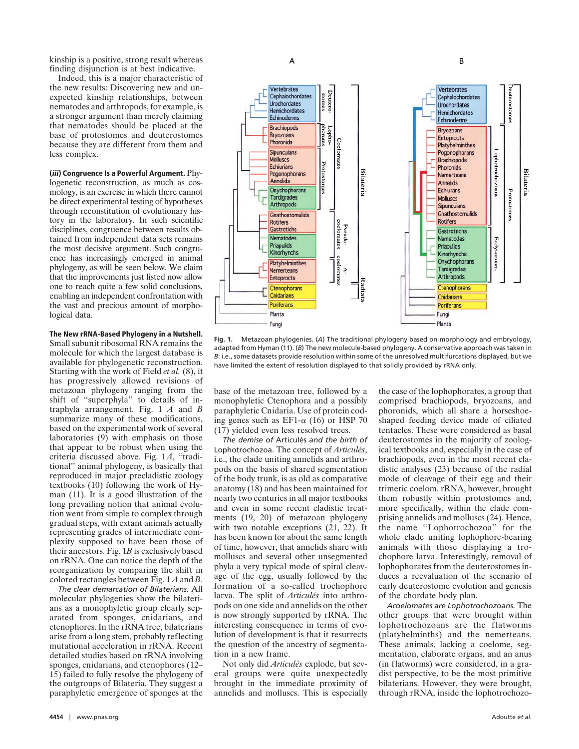kinship is a positive, strong result whereas finding disjunction is at best indicative.

Indeed, this is a major characteristic of the new results: Discovering new and unexpected kinship relationships, between nematodes and arthropods, for example, is a stronger argument than merely claiming that nematodes should be placed at the base of protostomes and deuterostomes because they are different from them and less complex.

**(*iii*) Congruence Is a Powerful Argument.** Phylogenetic reconstruction, as much as cosmology, is an exercise in which there cannot be direct experimental testing of hypotheses through reconstitution of evolutionary history in the laboratory. In such scientific disciplines, congruence between results obtained from independent data sets remains the most decisive argument. Such congruence has increasingly emerged in animal phylogeny, as will be seen below. We claim that the improvements just listed now allow one to reach quite a few solid conclusions, enabling an independent confrontation with the vast and precious amount of morphological data.

**The New rRNA-Based Phylogeny in a Nutshell.** Small subunit ribosomal RNA remains the molecule for which the largest database is available for phylogenetic reconstruction. Starting with the work of Field *et al.* (8), it has progressively allowed revisions of metazoan phylogeny ranging from the shift of "superphyla" to details of intraphyla arrangement. Fig. 1 *A* and *B* summarize many of these modifications, based on the experimental work of several laboratories (9) with emphasis on those that appear to be robust when using the criteria discussed above. Fig. 1*A*, "traditional" animal phylogeny, is basically that reproduced in major precladistic zoology textbooks (10) following the work of Hyman (11). It is a good illustration of the long prevailing notion that animal evolution went from simple to complex through gradual steps, with extant animals actually representing grades of intermediate complexity supposed to have been those of their ancestors. Fig. 1*B* is exclusively based on rRNA. One can notice the depth of the reorganization by comparing the shift in colored rectangles between Fig. 1 *A* and *B*.

*The clear demarcation of Bilaterians.* All molecular phylogenies show the bilaterians as a monophyletic group clearly separated from sponges, cnidarians, and ctenophores. In the rRNA tree, bilaterians arise from a long stem, probably reflecting mutational acceleration in rRNA. Recent detailed studies based on rRNA involving sponges, cnidarians, and ctenophores (12–15) failed to fully resolve the phylogeny of the outgroups of Bilateria. They suggest a paraphyletic emergence of sponges at the base of the metazoan tree, followed by a monophyletic Ctenophora and a possibly paraphyletic Cnidaria. Use of protein coding genes such as EF-1-$\alpha$ (16) or HSP 70 (17) yielded even less resolved trees.

Fig. 1. Metazoan phylogenies. (*A*) The traditional phylogeny based on morphology and embryology, adapted from Hyman (11). (*B*) The new molecule-based phylogeny. A conservative approach was taken in *B*: i.e., some datasets provide resolution within some of the unresolved multifurcations displayed, but we have limited the extent of resolution displayed to that solidly provided by rRNA only.

*The demise of* Articulés *and the birth of* Lophotrochozoa. The concept of *Articulés*, i.e., the clade uniting annelids and arthropods on the basis of shared segmentation of the body trunk, is as old as comparative anatomy (18) and has been maintained for nearly two centuries in all major textbooks and even in some recent cladistic treatments (19, 20) of metazoan phylogeny with two notable exceptions (21, 22). It has been known for about the same length of time, however, that annelids share with molluscs and several other unsegmented phyla a very typical mode of spiral cleavage of the egg, usually followed by the formation of a so-called trochophore larva. The split of *Articulés* into arthropods on one side and annelids on the other is now strongly supported by rRNA. The interesting consequence in terms of evolution of development is that it resurrects the question of the ancestry of segmentation in a new frame.

Not only did *Articulés* explode, but several groups were quite unexpectedly brought in the immediate proximity of annelids and molluscs. This is especially the case of the lophophorates, a group that comprised brachiopods, bryozoans, and phoronids, which all share a horseshoe-shaped feeding device made of ciliated tentacles. These were considered as basal deuterostomes in the majority of zoological textbooks and, especially in the case of brachiopods, even in the most recent cladistic analyses (23) because of the radial mode of cleavage of their egg and their trimeric coelom. rRNA, however, brought them robustly within protostomes and, more specifically, within the clade comprising annelids and molluscs (24). Hence, the name "Lophotrochozoa" for the whole clade uniting lophophore-bearing animals with those displaying a trochophore larva. Interestingly, removal of lophophorates from the deuterostomes introduces a reevaluation of the scenario of early deuterostome evolution and genesis of the chordate body plan.

*Acoelomates are Lophotrochozoans.* The other groups that were brought within lophotrochozoans are the flatworms (platyhelminths) and the nemerteans. These animals, lacking a coelome, segmentation, elaborate organs, and an anus (in flatworms) were considered, in a gradist perspective, to be the most primitive bilaterians. However, they were brought, through rRNA, inside the lophotrochozo-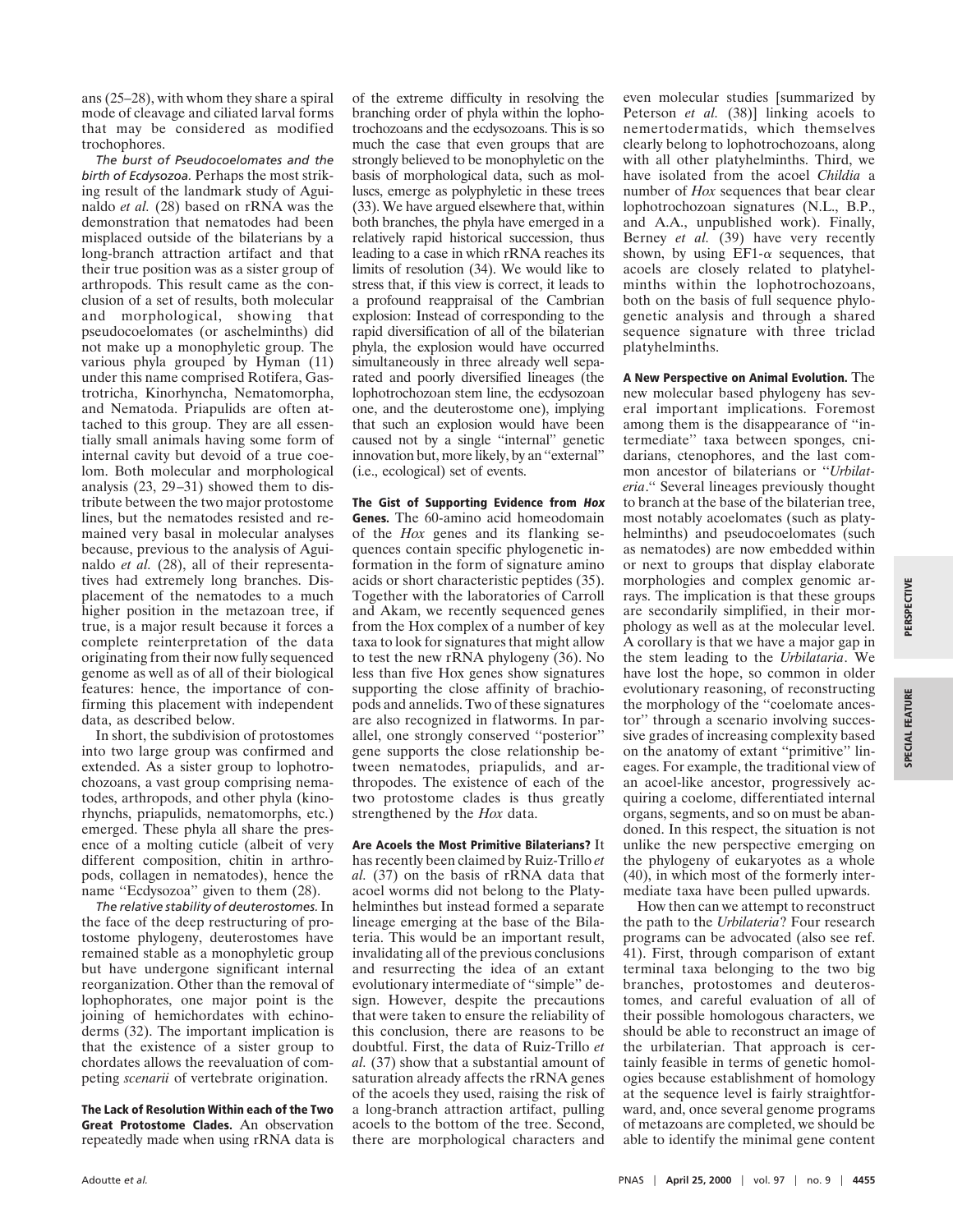ans (25–28), with whom they share a spiral mode of cleavage and ciliated larval forms that may be considered as modified trochophores.

*The burst of Pseudocoelomates and the birth of Ecdysozoa.* Perhaps the most striking result of the landmark study of Aguinaldo *et al.* (28) based on rRNA was the demonstration that nematodes had been misplaced outside of the bilaterians by a long-branch attraction artifact and that their true position was as a sister group of arthropods. This result came as the conclusion of a set of results, both molecular and morphological, showing that pseudocoelomates (or aschelminths) did not make up a monophyletic group. The various phyla grouped by Hyman (11) under this name comprised Rotifera, Gastrotricha, Kinorhyncha, Nematomorpha, and Nematoda. Priapulids are often attached to this group. They are all essentially small animals having some form of internal cavity but devoid of a true coelom. Both molecular and morphological analysis (23, 29–31) showed them to distribute between the two major protostome lines, but the nematodes resisted and remained very basal in molecular analyses because, previous to the analysis of Aguinaldo *et al.* (28), all of their representatives had extremely long branches. Displacement of the nematodes to a much higher position in the metazoan tree, if true, is a major result because it forces a complete reinterpretation of the data originating from their now fully sequenced genome as well as of all of their biological features: hence, the importance of confirming this placement with independent data, as described below.

In short, the subdivision of protostomes into two large group was confirmed and extended. As a sister group to lophotrochozoans, a vast group comprising nematodes, arthropods, and other phyla (kinorhynchs, priapulids, nematomorphs, etc.) emerged. These phyla all share the presence of a molting cuticle (albeit of very different composition, chitin in arthropods, collagen in nematodes), hence the name "Ecdysozoa" given to them (28).

*The relative stability of deuterostomes.* In the face of the deep restructuring of protostome phylogeny, deuterostomes have remained stable as a monophyletic group but have undergone significant internal reorganization. Other than the removal of lophophorates, one major point is the joining of hemichordates with echinoderms (32). The important implication is that the existence of a sister group to chordates allows the reevaluation of competing *scenarii* of vertebrate origination.

**The Lack of Resolution Within each of the Two Great Protostome Clades.** An observation repeatedly made when using rRNA data is of the extreme difficulty in resolving the branching order of phyla within the lophotrochozoans and the ecdysozoans. This is so much the case that even groups that are strongly believed to be monophyletic on the basis of morphological data, such as molluscs, emerge as polyphyletic in these trees (33). We have argued elsewhere that, within both branches, the phyla have emerged in a relatively rapid historical succession, thus leading to a case in which rRNA reaches its limits of resolution (34). We would like to stress that, if this view is correct, it leads to a profound reappraisal of the Cambrian explosion: Instead of corresponding to the rapid diversification of all of the bilaterian phyla, the explosion would have occurred simultaneously in three already well separated and poorly diversified lineages (the lophotrochozoan stem line, the ecdysozoan one, and the deuterostome one), implying that such an explosion would have been caused not by a single "internal" genetic innovation but, more likely, by an "external" (i.e., ecological) set of events.

**The Gist of Supporting Evidence from *Hox* Genes.** The 60-amino acid homeodomain of the *Hox* genes and its flanking sequences contain specific phylogenetic information in the form of signature amino acids or short characteristic peptides (35). Together with the laboratories of Carroll and Akam, we recently sequenced genes from the Hox complex of a number of key taxa to look for signatures that might allow to test the new rRNA phylogeny (36). No less than five Hox genes show signatures supporting the close affinity of brachiopods and annelids. Two of these signatures are also recognized in flatworms. In parallel, one strongly conserved "posterior" gene supports the close relationship between nematodes, priapulids, and arthropodes. The existence of each of the two protostome clades is thus greatly strengthened by the *Hox* data.

**Are Acoels the Most Primitive Bilaterians?** It has recently been claimed by Ruiz-Trillo *et al.* (37) on the basis of rRNA data that acoel worms did not belong to the Platyhelminthes but instead formed a separate lineage emerging at the base of the Bilateria. This would be an important result, invalidating all of the previous conclusions and resurrecting the idea of an extant evolutionary intermediate of "simple" design. However, despite the precautions that were taken to ensure the reliability of this conclusion, there are reasons to be doubtful. First, the data of Ruiz-Trillo *et al.* (37) show that a substantial amount of saturation already affects the rRNA genes of the acoels they used, raising the risk of a long-branch attraction artifact, pulling acoels to the bottom of the tree. Second, there are morphological characters and even molecular studies [summarized by Peterson *et al.* (38)] linking acoels to nemertodermatids, which themselves clearly belong to lophotrochozoans, along with all other platyhelminths. Third, we have isolated from the acoel *Childia* a number of *Hox* sequences that bear clear lophotrochozoan signatures (N.L., B.P., and A.A., unpublished work). Finally, Berney *et al.* (39) have very recently shown, by using EF1-$\alpha$ sequences, that acoels are closely related to platyhelminths within the lophotrochozoans, both on the basis of full sequence phylogenetic analysis and through a shared sequence signature with three triclad platyhelminths.

**A New Perspective on Animal Evolution.** The new molecular based phylogeny has several important implications. Foremost among them is the disappearance of "intermediate" taxa between sponges, cnidarians, ctenophores, and the last common ancestor of bilaterians or "*Urbilateria*." Several lineages previously thought to branch at the base of the bilaterian tree, most notably acoelomates (such as platyhelminths) and pseudocoelomates (such as nematodes) are now embedded within or next to groups that display elaborate morphologies and complex genomic arrays. The implication is that these groups are secondarily simplified, in their morphology as well as at the molecular level. A corollary is that we have a major gap in the stem leading to the *Urbilataria*. We have lost the hope, so common in older evolutionary reasoning, of reconstructing the morphology of the "coelomate ancestor" through a scenario involving successive grades of increasing complexity based on the anatomy of extant "primitive" lineages. For example, the traditional view of an acoel-like ancestor, progressively acquiring a coelome, differentiated internal organs, segments, and so on must be abandoned. In this respect, the situation is not unlike the new perspective emerging on the phylogeny of eukaryotes as a whole (40), in which most of the formerly intermediate taxa have been pulled upwards.

How then can we attempt to reconstruct the path to the *Urbilateria*? Four research programs can be advocated (also see ref. 41). First, through comparison of extant terminal taxa belonging to the two big branches, protostomes and deuterostomes, and careful evaluation of all of their possible homologous characters, we should be able to reconstruct an image of the urbilaterian. That approach is certainly feasible in terms of genetic homologies because establishment of homology at the sequence level is fairly straightforward, and, once several genome programs of metazoans are completed, we should be able to identify the minimal gene content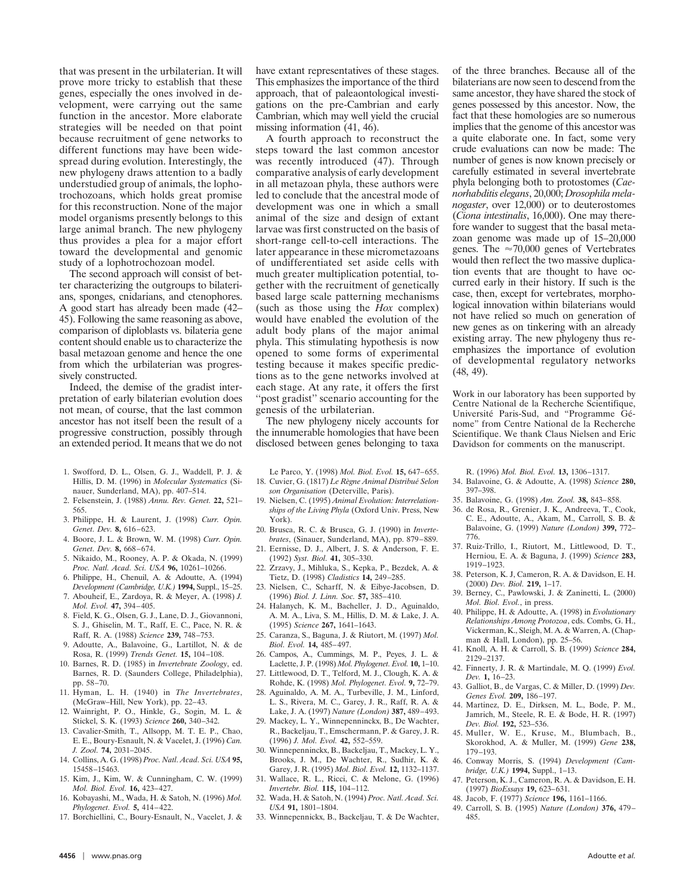that was present in the urbilaterian. It will prove more tricky to establish that these genes, especially the ones involved in development, were carrying out the same function in the ancestor. More elaborate strategies will be needed on that point because recruitment of gene networks to different functions may have been widespread during evolution. Interestingly, the new phylogeny draws attention to a badly understudied group of animals, the lophotrochozoans, which holds great promise for this reconstruction. None of the major model organisms presently belongs to this large animal branch. The new phylogeny thus provides a plea for a major effort toward the developmental and genomic study of a lophotrochozoan model.

The second approach will consist of better characterizing the outgroups to bilaterians, sponges, cnidarians, and ctenophores. A good start has already been made (42–45). Following the same reasoning as above, comparison of diploblasts vs. bilateria gene content should enable us to characterize the basal metazoan genome and hence the one from which the urbilaterian was progressively constructed.

Indeed, the demise of the gradist interpretation of early bilaterian evolution does not mean, of course, that the last common ancestor has not itself been the result of a progressive construction, possibly through an extended period. It means that we do not have extant representatives of these stages. This emphasizes the importance of the third approach, that of paleontological investigations on the pre-Cambrian and early Cambrian, which may well yield the crucial missing information (41, 46).

A fourth approach to reconstruct the steps toward the last common ancestor was recently introduced (47). Through comparative analysis of early development in all metazoan phyla, these authors were led to conclude that the ancestral mode of development was one in which a small animal of the size and design of extant larvae was first constructed on the basis of short-range cell-to-cell interactions. The later appearance in these micrometazoans of undifferentiated set aside cells with much greater multiplication potential, together with the recruitment of genetically based large scale patterning mechanisms (such as those using the *Hox* complex) would have enabled the evolution of the adult body plans of the major animal phyla. This stimulating hypothesis is now opened to some forms of experimental testing because it makes specific predictions as to the gene networks involved at each stage. At any rate, it offers the first "post gradist" scenario accounting for the genesis of the urbilaterian.

The new phylogeny nicely accounts for the innumerable homologies that have been disclosed between genes belonging to taxa of the three branches. Because all of the bilaterians are now seen to descend from the same ancestor, they have shared the stock of genes possessed by this ancestor. Now, the fact that these homologies are so numerous implies that the genome of this ancestor was a quite elaborate one. In fact, some very crude evaluations can now be made: The number of genes is now known precisely or carefully estimated in several invertebrate phyla belonging both to protostomes (*Caenorhabditis elegans*, 20,000; *Drosophila melanogaster*, over 12,000) or to deuterostomes (*Ciona intestinalis*, 16,000). One may therefore wander to suggest that the basal metazoan genome was made up of 15–20,000 genes. The ≈70,000 genes of Vertebrates would then reflect the two massive duplication events that are thought to have occurred early in their history. If such is the case, then, except for vertebrates, morphological innovation within bilaterians would not have relied so much on generation of new genes as on tinkering with an already existing array. The new phylogeny thus reemphasizes the importance of evolution of developmental regulatory networks (48, 49).

Work in our laboratory has been supported by Centre National de la Recherche Scientifique, Université Paris-Sud, and "Programme Génome" from Centre National de la Recherche Scientifique. We thank Claus Nielsen and Eric Davidson for comments on the manuscript.

1. Swofford, D. L., Olsen, G. J., Waddell, P. J. & Hillis, D. M. (1996) in *Molecular Systematics* (Sinauer, Sunderland, MA), pp. 407–514.
2. Felsenstein, J. (1988) *Annu. Rev. Genet.* **22,** 521–565.
3. Philippe, H. & Laurent, J. (1998) *Curr. Opin. Genet. Dev.* **8,** 616–623.
4. Boore, J. L. & Brown, W. M. (1998) *Curr. Opin. Genet. Dev.* **8,** 668–674.
5. Nikaido, M., Rooney, A. P. & Okada, N. (1999) *Proc. Natl. Acad. Sci. USA* **96,** 10261–10266.
6. Philippe, H., Chenuil, A. & Adoutte, A. (1994) *Development (Cambridge, U.K.)* **1994,** Suppl., 15–25.
7. Abouheif, E., Zardoya, R. & Meyer, A. (1998) *J. Mol. Evol.* **47,** 394–405.
8. Field, K. G., Olsen, G. J., Lane, D. J., Giovannoni, S. J., Ghiselin, M. T., Raff, E. C., Pace, N. R. & Raff, R. A. (1988) *Science* **239,** 748–753.
9. Adoutte, A., Balavoine, G., Lartillot, N. & de Rosa, R. (1999) *Trends Genet.* **15,** 104–108.
10. Barnes, R. D. (1985) in *Invertebrate Zoology*, ed. Barnes, R. D. (Saunders College, Philadelphia), pp. 58–70.
11. Hyman, L. H. (1940) in *The Invertebrates*, (McGraw–Hill, New York), pp. 22–43.
12. Wainright, P. O., Hinkle, G., Sogin, M. L. & Stickel, S. K. (1993) *Science* **260,** 340–342.
13. Cavalier-Smith, T., Allsopp, M. T. E. P., Chao, E. E., Boury-Esnault, N. & Vacelet, J. (1996) *Can. J. Zool.* **74,** 2031–2045.
14. Collins, A. G. (1998) *Proc. Natl. Acad. Sci. USA* **95,** 15458–15463.
15. Kim, J., Kim, W. & Cunningham, C. W. (1999) *Mol. Biol. Evol.* **16,** 423–427.
16. Kobayashi, M., Wada, H. & Satoh, N. (1996) *Mol. Phylogenet. Evol.* **5,** 414–422.
17. Borchiellini, C., Boury-Esnault, N., Vacelet, J. & Le Parco, Y. (1998) *Mol. Biol. Evol.* **15,** 647–655.
18. Cuvier, G. (1817) *Le Règne Animal Distribué Selon son Organisation* (Deterville, Paris).
19. Nielsen, C. (1995) *Animal Evolution: Interrelationships of the Living Phyla* (Oxford Univ. Press, New York).
20. Brusca, R. C. & Brusca, G. J. (1990) in *Invertebrates*, (Sinauer, Sunderland, MA), pp. 879–889.
21. Eernisse, D. J., Albert, J. S. & Anderson, F. E. (1992) *Syst. Biol.* **41,** 305–330.
22. Zrzavy, J., Mihluka, S., Kepka, P., Bezdek, A. & Tietz, D. (1998) *Cladistics* **14,** 249–285.
23. Nielsen, C., Scharff, N. & Eibye-Jacobsen, D. (1996) *Biol. J. Linn. Soc.* **57,** 385–410.
24. Halanych, K. M., Bacheller, J. D., Aguinaldo, A. M. A., Liva, S. M., Hillis, D. M. & Lake, J. A. (1995) *Science* **267,** 1641–1643.
25. Carranza, S., Baguna, J. & Riutort, M. (1997) *Mol. Biol. Evol.* **14,** 485–497.
26. Campos, A., Cummings, M. P., Peyes, J. L. & Laclette, J. P. (1998) *Mol. Phylogenet. Evol.* **10,** 1–10.
27. Littlewood, D. T., Telford, M. J., Clough, K. A. & Rohde, K. (1998) *Mol. Phylogenet. Evol.* **9,** 72–79.
28. Aguinaldo, A. M. A., Turbeville, J. M., Linford, L. S., Rivera, M. C., Garey, J. R., Raff, R. A. & Lake, J. A. (1997) *Nature (London)* **387,** 489–493.
29. Mackey, L. Y., Winnepenninckx, B., De Wachter, R., Backeljau, T., Emschermann, P. & Garey, J. R. (1996) *J. Mol. Evol.* **42,** 552–559.
30. Winnepenninckx, B., Backeljau, T., Mackey, L. Y., Brooks, J. M., De Wachter, R., Sudhir, K. & Garey, J. R. (1995) *Mol. Biol. Evol.* **12,** 1132–1137.
31. Wallace, R. L., Ricci, C. & Melone, G. (1996) *Invertebr. Biol.* **115,** 104–112.
32. Wada, H. & Satoh, N. (1994) *Proc. Natl. Acad. Sci. USA* **91,** 1801–1804.
33. Winnepennickx, B., Backeljau, T. & De Wachter, R. (1996) *Mol. Biol. Evol.* **13,** 1306–1317.
34. Balavoine, G. & Adoutte, A. (1998) *Science* **280,** 397–398.
35. Balavoine, G. (1998) *Am. Zool.* **38,** 843–858.
36. de Rosa, R., Grenier, J. K., Andreeva, T., Cook, C. E., Adoutte, A., Akam, M., Carroll, S. B. & Balavoine, G. (1999) *Nature (London)* **399,** 772–776.
37. Ruiz-Trillo, I., Riutort, M., Littlewood, D. T., Herniou, E. A. & Baguna, J. (1999) *Science* **283,** 1919–1923.
38. Peterson, K. J., Cameron, R. A. & Davidson, E. H. (2000) *Dev. Biol.* **219,** 1–17.
39. Berney, C., Pawlowski, J. & Zaninetti, L. (2000) *Mol. Biol. Evol.*, in press.
40. Philippe, H. & Adoutte, A. (1998) in *Evolutionary Relationships Among Protozoa*, eds. Combs, G. H., Vickerman, K., Sleigh, M. A. & Warren, A. (Chapman & Hall, London), pp. 25–56.
41. Knoll, A. H. & Carroll, S. B. (1999) *Science* **284,** 2129–2137.
42. Finnerty, J. R. & Martindale, M. Q. (1999) *Evol. Dev.* **1,** 16–23.
43. Galliot, B., de Vargas, C. & Miller, D. (1999) *Dev. Genes Evol.* **209,** 186–197.
44. Martinez, D. E., Dirksen, M. L., Bode, P. M., Jamrich, M., Steele, R. E. & Bode, H. R. (1997) *Dev. Biol.* **192,** 523–536.
45. Muller, W. E., Kruse, M., Blumbach, B., Skorokhod, A. & Muller, M. (1999) *Gene* **238,** 179–193.
46. Conway Morris, S. (1994) *Development (Cambridge, U.K.)* **1994,** Suppl., 1–13.
47. Peterson, K. J., Cameron, R. A. & Davidson, E. H. (1997) *BioEssays* **19,** 623–631.
48. Jacob, F. (1977) *Science* **196,** 1161–1166.
49. Carroll, S. B. (1995) *Nature (London)* **376,** 479–485.